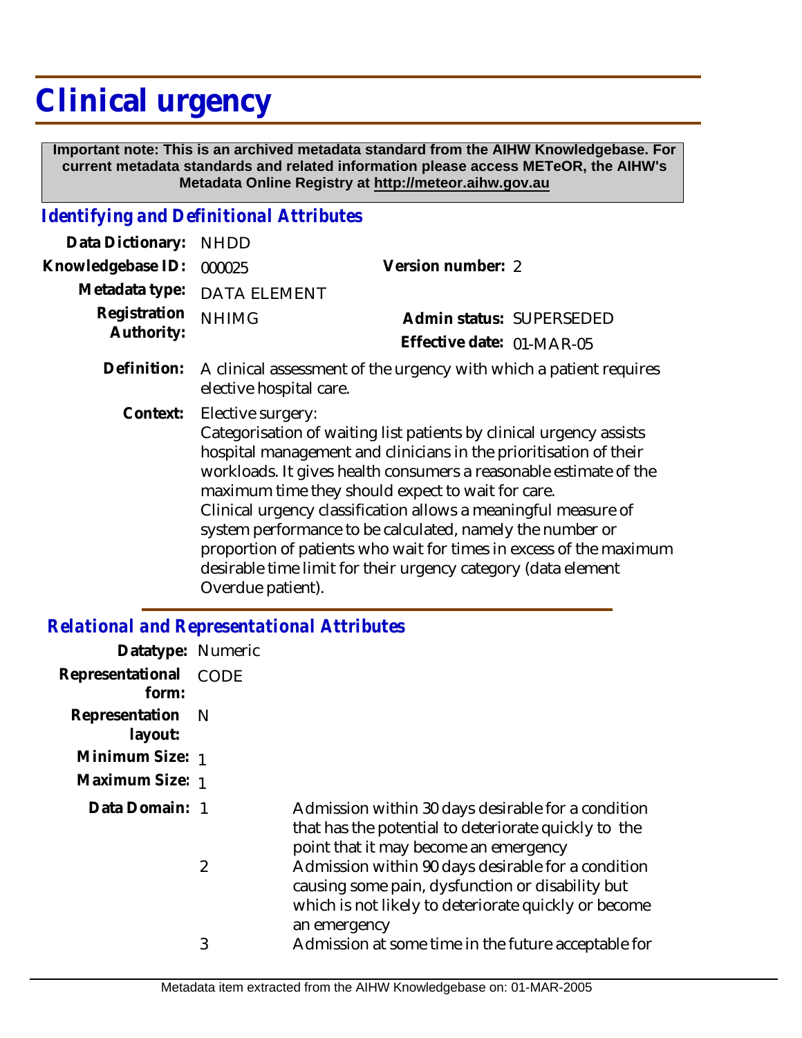# Clinical urgency

**Important note: This is an archived metadata standard from the AIHW Knowledgebase. For current metadata standards and related information please access METeOR, the AIHW's Metadata Online Registry at http://meteor.aihw.gov.au**

## *Identifying and Definitional Attributes*

| | | | |
|---|---|---|---|
| **Data Dictionary:** | NHDD | | |
| **Knowledgebase ID:** | 000025 | **Version number:** | 2 |
| **Metadata type:** | DATA ELEMENT | | |
| **Registration Authority:** | NHIMG | **Admin status:** | SUPERSEDED |
| | | **Effective date:** | 01-MAR-05 |

**Definition:** A clinical assessment of the urgency with which a patient requires elective hospital care.

**Context:** Elective surgery:
Categorisation of waiting list patients by clinical urgency assists hospital management and clinicians in the prioritisation of their workloads. It gives health consumers a reasonable estimate of the maximum time they should expect to wait for care.
Clinical urgency classification allows a meaningful measure of system performance to be calculated, namely the number or proportion of patients who wait for times in excess of the maximum desirable time limit for their urgency category (data element Overdue patient).

## *Relational and Representational Attributes*

**Datatype:** Numeric

**Representational form:** CODE

**Representation layout:** N

**Minimum Size:** 1

**Maximum Size:** 1

**Data Domain:**

| | |
|---|---|
| 1 | Admission within 30 days desirable for a condition that has the potential to deteriorate quickly to the point that it may become an emergency |
| 2 | Admission within 90 days desirable for a condition causing some pain, dysfunction or disability but which is not likely to deteriorate quickly or become an emergency |
| 3 | Admission at some time in the future acceptable for |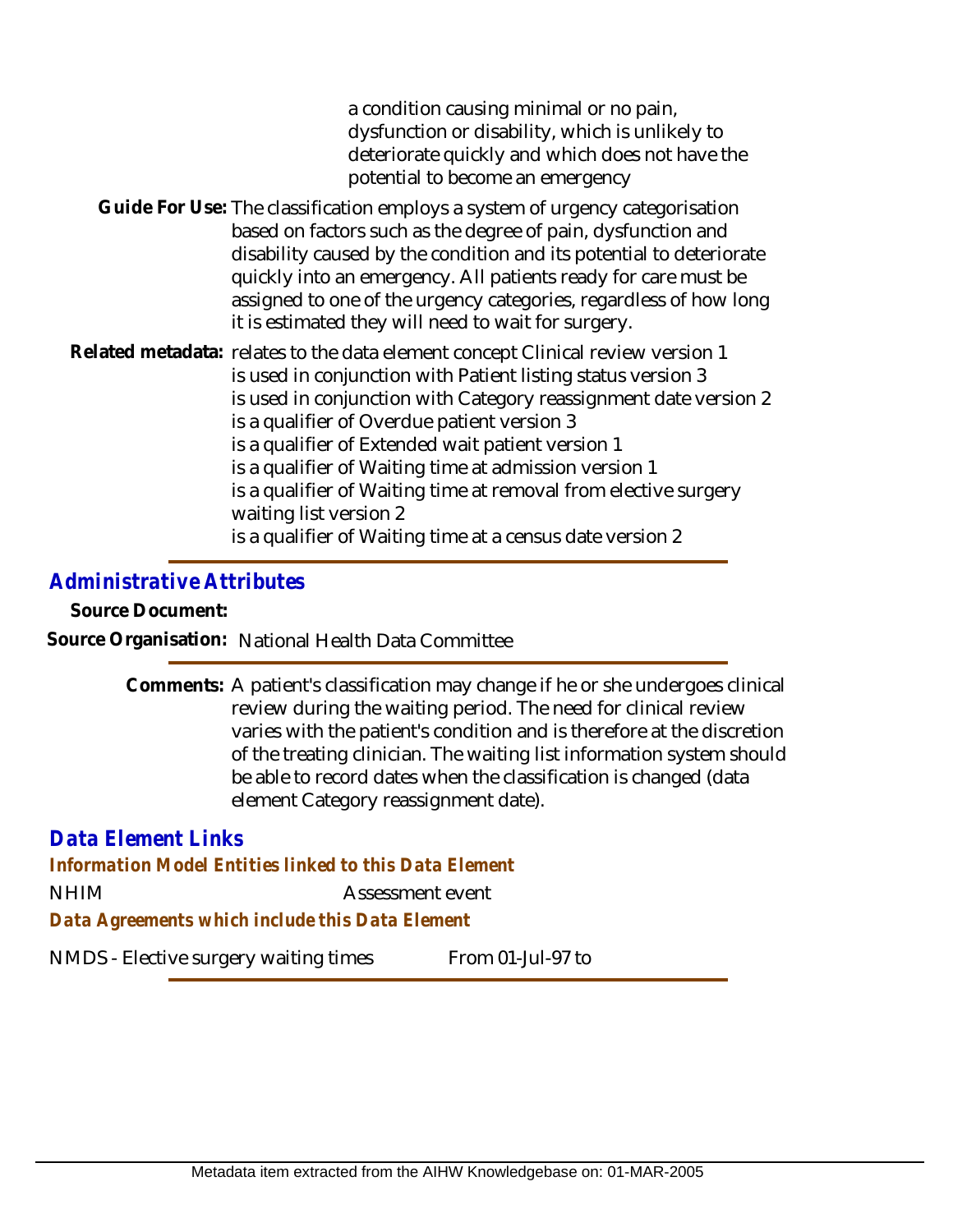a condition causing minimal or no pain, dysfunction or disability, which is unlikely to deteriorate quickly and which does not have the potential to become an emergency

**Guide For Use:** The classification employs a system of urgency categorisation based on factors such as the degree of pain, dysfunction and disability caused by the condition and its potential to deteriorate quickly into an emergency. All patients ready for care must be assigned to one of the urgency categories, regardless of how long it is estimated they will need to wait for surgery.

**Related metadata:** relates to the data element concept Clinical review version 1
is used in conjunction with Patient listing status version 3
is used in conjunction with Category reassignment date version 2
is a qualifier of Overdue patient version 3
is a qualifier of Extended wait patient version 1
is a qualifier of Waiting time at admission version 1
is a qualifier of Waiting time at removal from elective surgery waiting list version 2
is a qualifier of Waiting time at a census date version 2

## *Administrative Attributes*

**Source Document:**

**Source Organisation:** National Health Data Committee

**Comments:** A patient's classification may change if he or she undergoes clinical review during the waiting period. The need for clinical review varies with the patient's condition and is therefore at the discretion of the treating clinician. The waiting list information system should be able to record dates when the classification is changed (data element Category reassignment date).

## *Data Element Links*

### *Information Model Entities linked to this Data Element*

NHIM Assessment event

### *Data Agreements which include this Data Element*

NMDS - Elective surgery waiting times From 01-Jul-97 to

Metadata item extracted from the AIHW Knowledgebase on: 01-MAR-2005